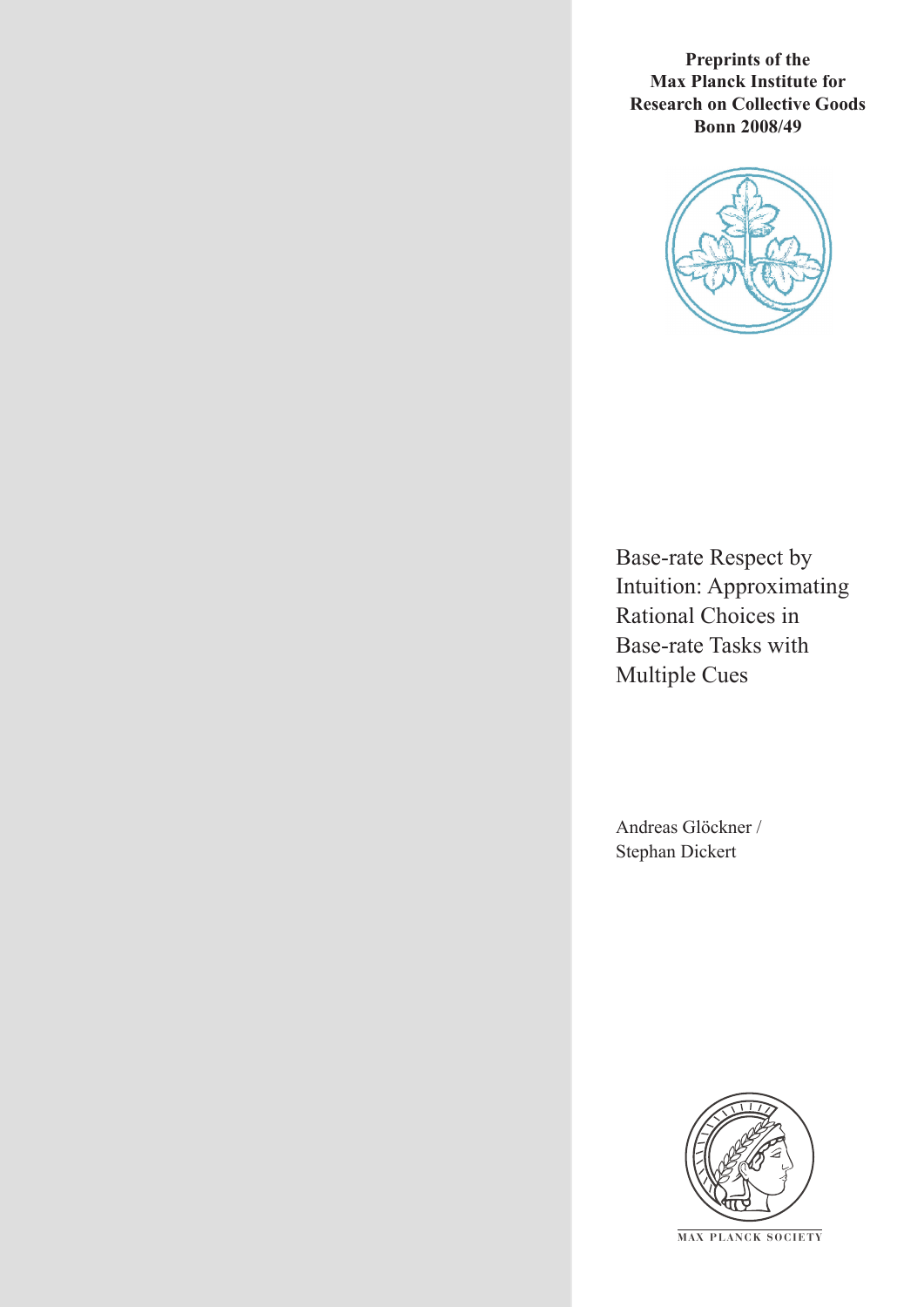**Preprints of the Max Planck Institute for Research on Collective Goods Bonn 2008/49**

# Base-rate Respect by Intuition: Approximating Rational Choices in Base-rate Tasks with Multiple Cues

Andreas Glöckner / Stephan Dickert

MAX PLANCK SOCIETY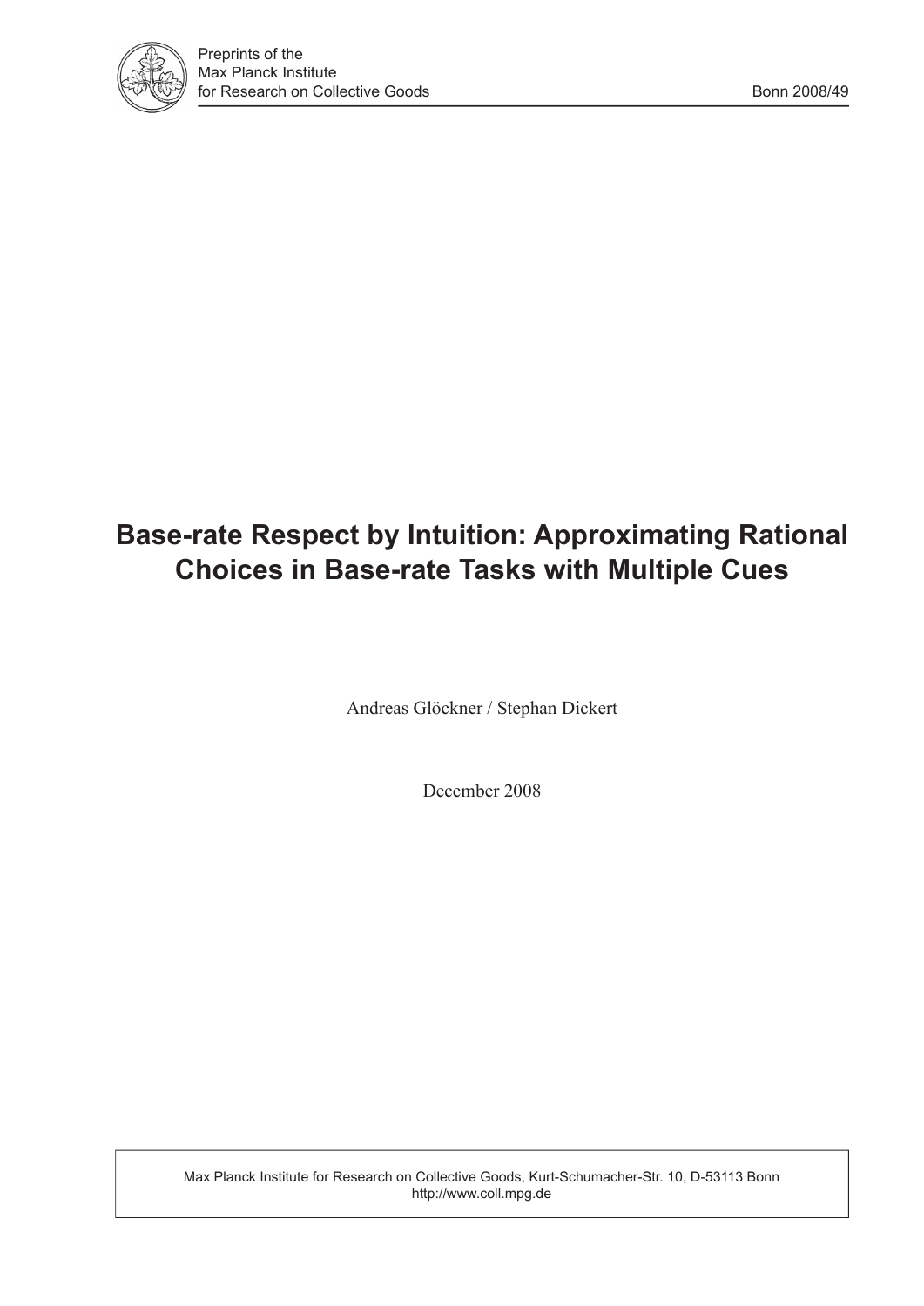# Base-rate Respect by Intuition: Approximating Rational Choices in Base-rate Tasks with Multiple Cues

Andreas Glöckner / Stephan Dickert

December 2008

Max Planck Institute for Research on Collective Goods, Kurt-Schumacher-Str. 10, D-53113 Bonn
http://www.coll.mpg.de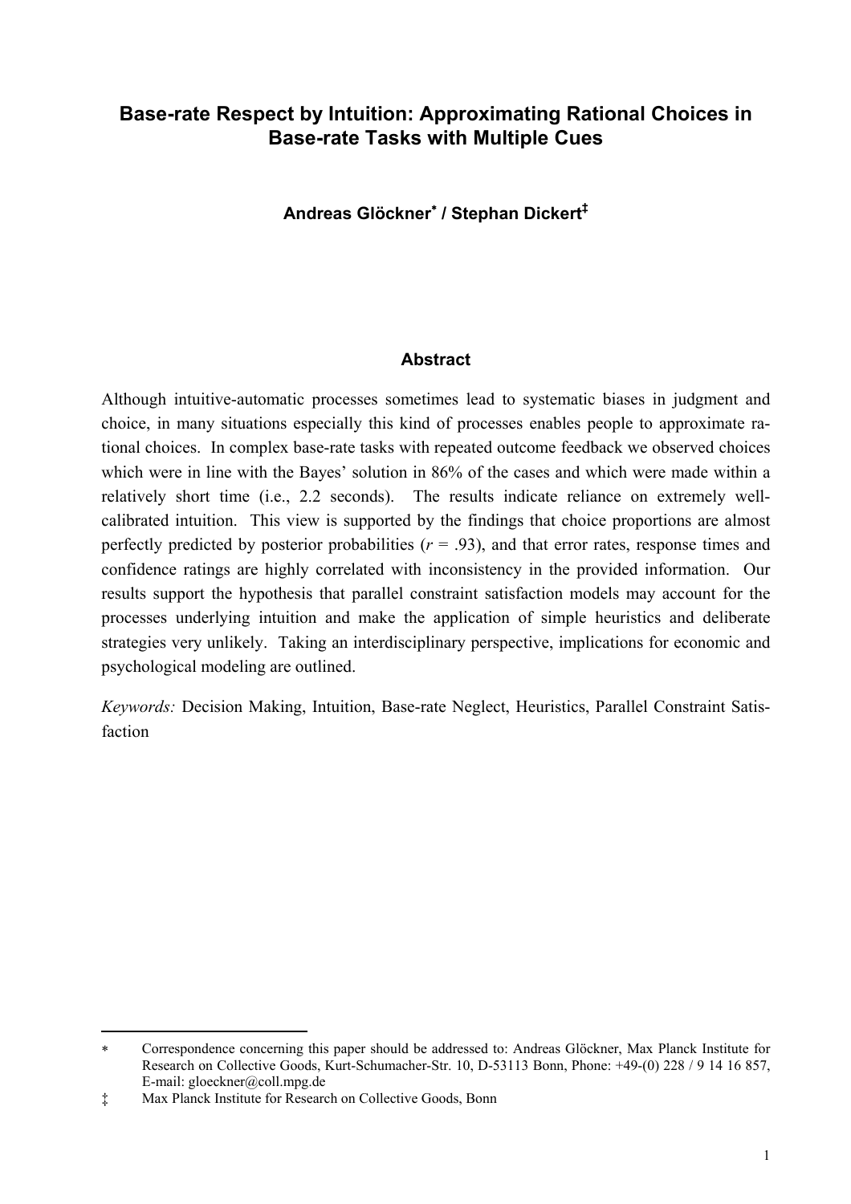# Base-rate Respect by Intuition: Approximating Rational Choices in Base-rate Tasks with Multiple Cues

**Andreas Glöckner[*] / Stephan Dickert[‡]**

### Abstract

Although intuitive-automatic processes sometimes lead to systematic biases in judgment and choice, in many situations especially this kind of processes enables people to approximate rational choices. In complex base-rate tasks with repeated outcome feedback we observed choices which were in line with the Bayes' solution in 86% of the cases and which were made within a relatively short time (i.e., 2.2 seconds). The results indicate reliance on extremely well-calibrated intuition. This view is supported by the findings that choice proportions are almost perfectly predicted by posterior probabilities ($r = .93$), and that error rates, response times and confidence ratings are highly correlated with inconsistency in the provided information. Our results support the hypothesis that parallel constraint satisfaction models may account for the processes underlying intuition and make the application of simple heuristics and deliberate strategies very unlikely. Taking an interdisciplinary perspective, implications for economic and psychological modeling are outlined.

*Keywords:* Decision Making, Intuition, Base-rate Neglect, Heuristics, Parallel Constraint Satisfaction

---

[*] Correspondence concerning this paper should be addressed to: Andreas Glöckner, Max Planck Institute for Research on Collective Goods, Kurt-Schumacher-Str. 10, D-53113 Bonn, Phone: +49-(0) 228 / 9 14 16 857, E-mail: gloeckner@coll.mpg.de

[‡] Max Planck Institute for Research on Collective Goods, Bonn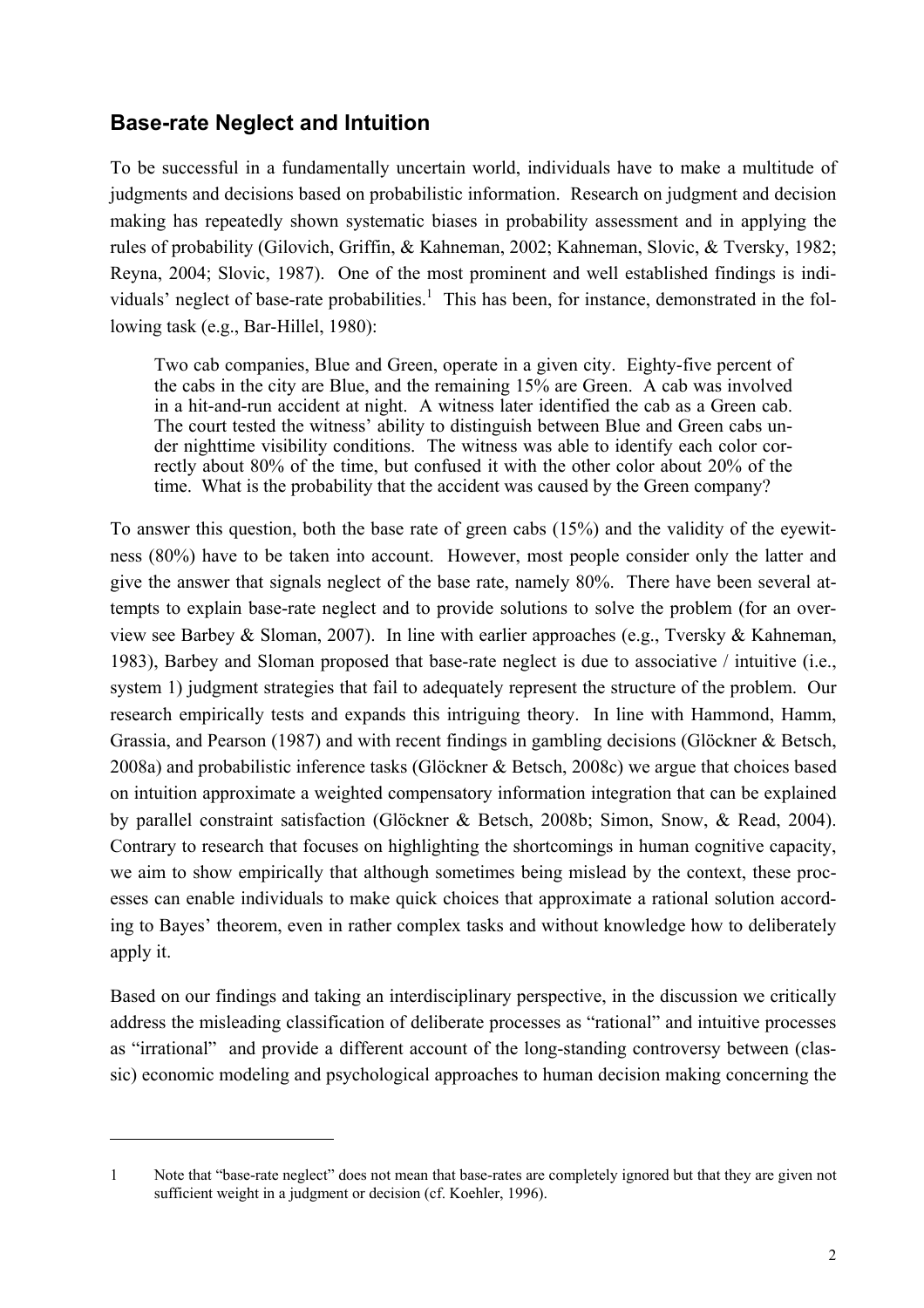## Base-rate Neglect and Intuition

To be successful in a fundamentally uncertain world, individuals have to make a multitude of judgments and decisions based on probabilistic information. Research on judgment and decision making has repeatedly shown systematic biases in probability assessment and in applying the rules of probability (Gilovich, Griffin, & Kahneman, 2002; Kahneman, Slovic, & Tversky, 1982; Reyna, 2004; Slovic, 1987). One of the most prominent and well established findings is individuals' neglect of base-rate probabilities.[1] This has been, for instance, demonstrated in the following task (e.g., Bar-Hillel, 1980):

> Two cab companies, Blue and Green, operate in a given city. Eighty-five percent of the cabs in the city are Blue, and the remaining 15% are Green. A cab was involved in a hit-and-run accident at night. A witness later identified the cab as a Green cab. The court tested the witness' ability to distinguish between Blue and Green cabs under nighttime visibility conditions. The witness was able to identify each color correctly about 80% of the time, but confused it with the other color about 20% of the time. What is the probability that the accident was caused by the Green company?

To answer this question, both the base rate of green cabs (15%) and the validity of the eyewitness (80%) have to be taken into account. However, most people consider only the latter and give the answer that signals neglect of the base rate, namely 80%. There have been several attempts to explain base-rate neglect and to provide solutions to solve the problem (for an overview see Barbey & Sloman, 2007). In line with earlier approaches (e.g., Tversky & Kahneman, 1983), Barbey and Sloman proposed that base-rate neglect is due to associative / intuitive (i.e., system 1) judgment strategies that fail to adequately represent the structure of the problem. Our research empirically tests and expands this intriguing theory. In line with Hammond, Hamm, Grassia, and Pearson (1987) and with recent findings in gambling decisions (Glöckner & Betsch, 2008a) and probabilistic inference tasks (Glöckner & Betsch, 2008c) we argue that choices based on intuition approximate a weighted compensatory information integration that can be explained by parallel constraint satisfaction (Glöckner & Betsch, 2008b; Simon, Snow, & Read, 2004). Contrary to research that focuses on highlighting the shortcomings in human cognitive capacity, we aim to show empirically that although sometimes being mislead by the context, these processes can enable individuals to make quick choices that approximate a rational solution according to Bayes' theorem, even in rather complex tasks and without knowledge how to deliberately apply it.

Based on our findings and taking an interdisciplinary perspective, in the discussion we critically address the misleading classification of deliberate processes as "rational" and intuitive processes as "irrational" and provide a different account of the long-standing controversy between (classic) economic modeling and psychological approaches to human decision making concerning the

---

1 Note that "base-rate neglect" does not mean that base-rates are completely ignored but that they are given not sufficient weight in a judgment or decision (cf. Koehler, 1996).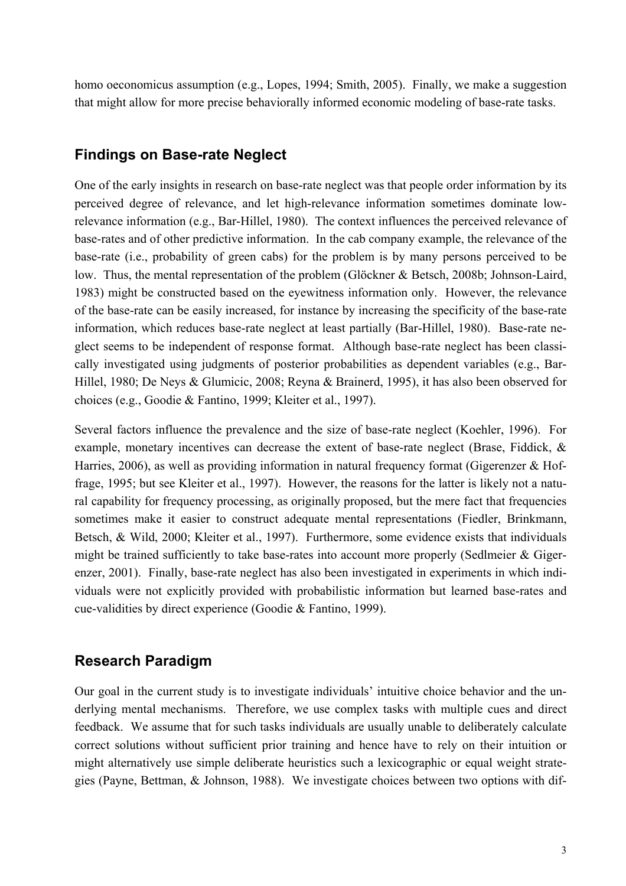homo oeconomicus assumption (e.g., Lopes, 1994; Smith, 2005). Finally, we make a suggestion that might allow for more precise behaviorally informed economic modeling of base-rate tasks.

## Findings on Base-rate Neglect

One of the early insights in research on base-rate neglect was that people order information by its perceived degree of relevance, and let high-relevance information sometimes dominate low-relevance information (e.g., Bar-Hillel, 1980). The context influences the perceived relevance of base-rates and of other predictive information. In the cab company example, the relevance of the base-rate (i.e., probability of green cabs) for the problem is by many persons perceived to be low. Thus, the mental representation of the problem (Glöckner & Betsch, 2008b; Johnson-Laird, 1983) might be constructed based on the eyewitness information only. However, the relevance of the base-rate can be easily increased, for instance by increasing the specificity of the base-rate information, which reduces base-rate neglect at least partially (Bar-Hillel, 1980). Base-rate neglect seems to be independent of response format. Although base-rate neglect has been classically investigated using judgments of posterior probabilities as dependent variables (e.g., Bar-Hillel, 1980; De Neys & Glumicic, 2008; Reyna & Brainerd, 1995), it has also been observed for choices (e.g., Goodie & Fantino, 1999; Kleiter et al., 1997).

Several factors influence the prevalence and the size of base-rate neglect (Koehler, 1996). For example, monetary incentives can decrease the extent of base-rate neglect (Brase, Fiddick, & Harries, 2006), as well as providing information in natural frequency format (Gigerenzer & Hoffrage, 1995; but see Kleiter et al., 1997). However, the reasons for the latter is likely not a natural capability for frequency processing, as originally proposed, but the mere fact that frequencies sometimes make it easier to construct adequate mental representations (Fiedler, Brinkmann, Betsch, & Wild, 2000; Kleiter et al., 1997). Furthermore, some evidence exists that individuals might be trained sufficiently to take base-rates into account more properly (Sedlmeier & Gigerenzer, 2001). Finally, base-rate neglect has also been investigated in experiments in which individuals were not explicitly provided with probabilistic information but learned base-rates and cue-validities by direct experience (Goodie & Fantino, 1999).

## Research Paradigm

Our goal in the current study is to investigate individuals' intuitive choice behavior and the underlying mental mechanisms. Therefore, we use complex tasks with multiple cues and direct feedback. We assume that for such tasks individuals are usually unable to deliberately calculate correct solutions without sufficient prior training and hence have to rely on their intuition or might alternatively use simple deliberate heuristics such a lexicographic or equal weight strategies (Payne, Bettman, & Johnson, 1988). We investigate choices between two options with dif-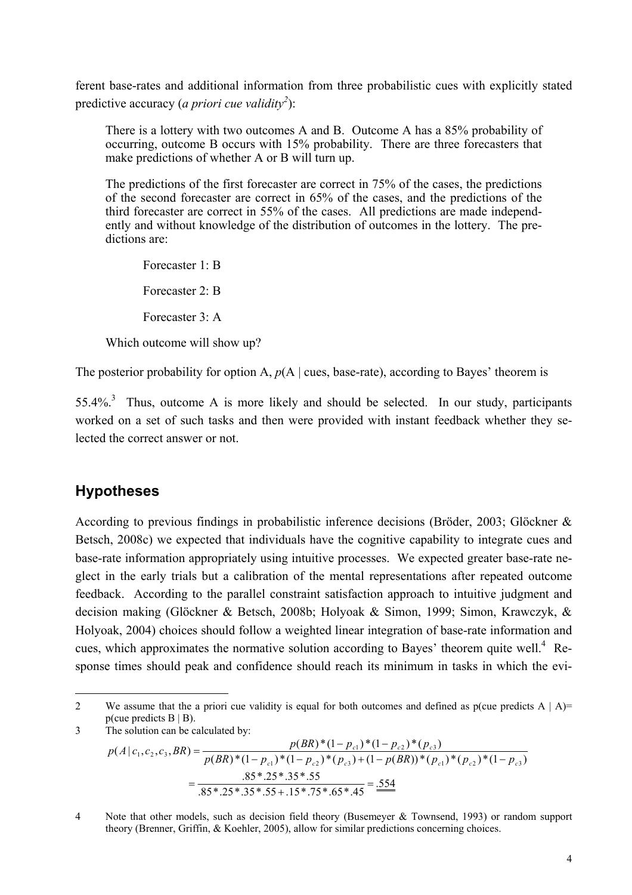ferent base-rates and additional information from three probabilistic cues with explicitly stated predictive accuracy (*a priori cue validity*[2]):

> There is a lottery with two outcomes A and B. Outcome A has a 85% probability of occurring, outcome B occurs with 15% probability. There are three forecasters that make predictions of whether A or B will turn up.
>
> The predictions of the first forecaster are correct in 75% of the cases, the predictions of the second forecaster are correct in 65% of the cases, and the predictions of the third forecaster are correct in 55% of the cases. All predictions are made independently and without knowledge of the distribution of outcomes in the lottery. The predictions are:
>
> Forecaster 1: B
>
> Forecaster 2: B
>
> Forecaster 3: A
>
> Which outcome will show up?

The posterior probability for option A, *p*(A | cues, base-rate), according to Bayes' theorem is 55.4%.[3] Thus, outcome A is more likely and should be selected. In our study, participants worked on a set of such tasks and then were provided with instant feedback whether they selected the correct answer or not.

## Hypotheses

According to previous findings in probabilistic inference decisions (Bröder, 2003; Glöckner & Betsch, 2008c) we expected that individuals have the cognitive capability to integrate cues and base-rate information appropriately using intuitive processes. We expected greater base-rate neglect in the early trials but a calibration of the mental representations after repeated outcome feedback. According to the parallel constraint satisfaction approach to intuitive judgment and decision making (Glöckner & Betsch, 2008b; Holyoak & Simon, 1999; Simon, Krawczyk, & Holyoak, 2004) choices should follow a weighted linear integration of base-rate information and cues, which approximates the normative solution according to Bayes' theorem quite well.[4] Response times should peak and confidence should reach its minimum in tasks in which the evi-

---

2 We assume that the a priori cue validity is equal for both outcomes and defined as p(cue predicts A | A)= p(cue predicts B | B).

3 The solution can be calculated by:

$$p(A \mid c_1, c_2, c_3, BR) = \frac{p(BR)*(1-p_{c1})*(1-p_{c2})*(p_{c3})}{p(BR)*(1-p_{c1})*(1-p_{c2})*(p_{c3})+(1-p(BR))*(p_{c1})*(p_{c2})*(1-p_{c3})}$$

$$= \frac{.85*.25*.35*.55}{.85*.25*.35*.55+.15*.75*.65*.45} = \underline{\underline{.554}}$$

4 Note that other models, such as decision field theory (Busemeyer & Townsend, 1993) or random support theory (Brenner, Griffin, & Koehler, 2005), allow for similar predictions concerning choices.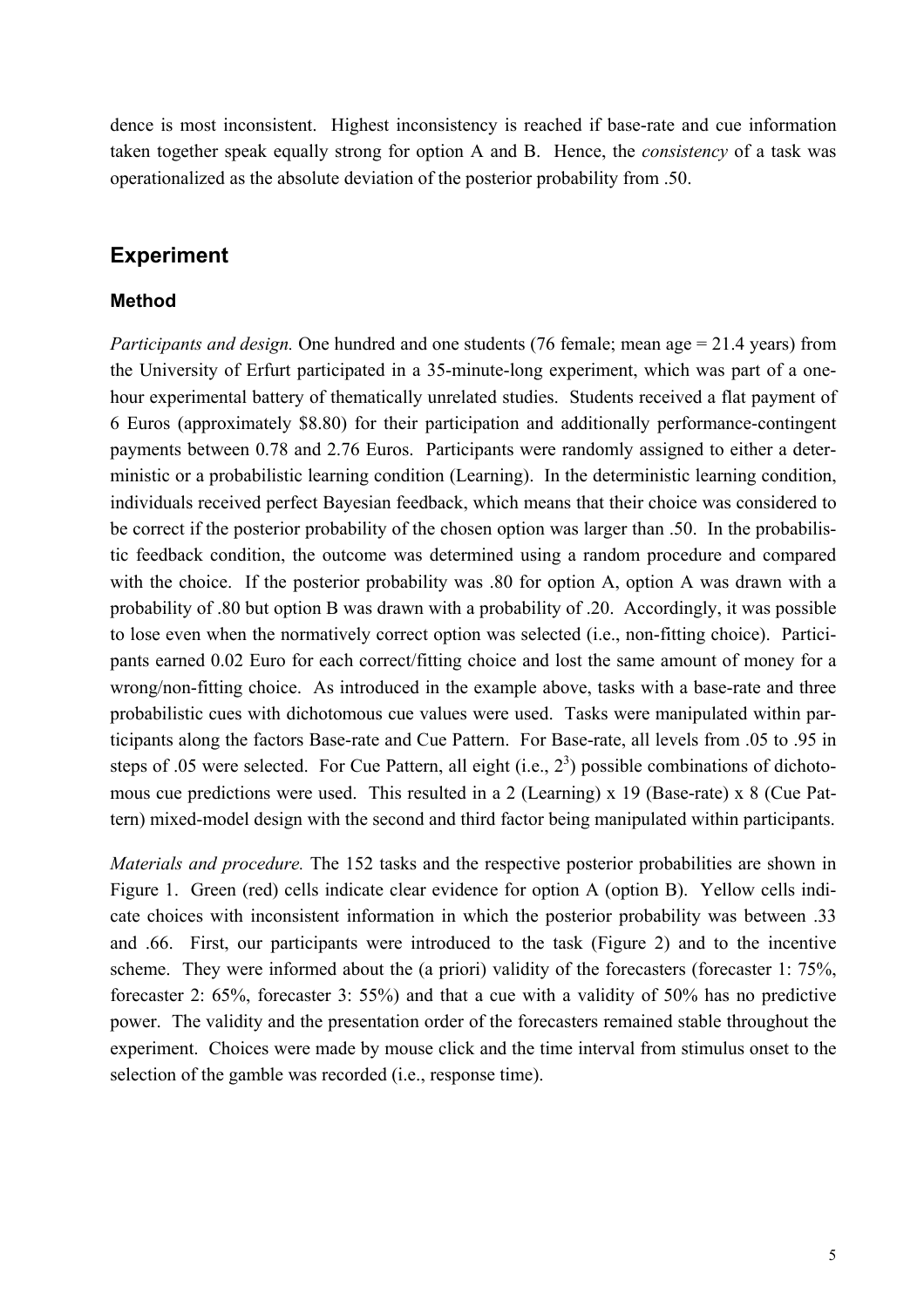dence is most inconsistent. Highest inconsistency is reached if base-rate and cue information taken together speak equally strong for option A and B. Hence, the *consistency* of a task was operationalized as the absolute deviation of the posterior probability from .50.

## Experiment

### Method

*Participants and design.* One hundred and one students (76 female; mean age = 21.4 years) from the University of Erfurt participated in a 35-minute-long experiment, which was part of a one-hour experimental battery of thematically unrelated studies. Students received a flat payment of 6 Euros (approximately \$8.80) for their participation and additionally performance-contingent payments between 0.78 and 2.76 Euros. Participants were randomly assigned to either a deterministic or a probabilistic learning condition (Learning). In the deterministic learning condition, individuals received perfect Bayesian feedback, which means that their choice was considered to be correct if the posterior probability of the chosen option was larger than .50. In the probabilistic feedback condition, the outcome was determined using a random procedure and compared with the choice. If the posterior probability was .80 for option A, option A was drawn with a probability of .80 but option B was drawn with a probability of .20. Accordingly, it was possible to lose even when the normatively correct option was selected (i.e., non-fitting choice). Participants earned 0.02 Euro for each correct/fitting choice and lost the same amount of money for a wrong/non-fitting choice. As introduced in the example above, tasks with a base-rate and three probabilistic cues with dichotomous cue values were used. Tasks were manipulated within participants along the factors Base-rate and Cue Pattern. For Base-rate, all levels from .05 to .95 in steps of .05 were selected. For Cue Pattern, all eight (i.e., $2^3$) possible combinations of dichotomous cue predictions were used. This resulted in a 2 (Learning) x 19 (Base-rate) x 8 (Cue Pattern) mixed-model design with the second and third factor being manipulated within participants.

*Materials and procedure.* The 152 tasks and the respective posterior probabilities are shown in Figure 1. Green (red) cells indicate clear evidence for option A (option B). Yellow cells indicate choices with inconsistent information in which the posterior probability was between .33 and .66. First, our participants were introduced to the task (Figure 2) and to the incentive scheme. They were informed about the (a priori) validity of the forecasters (forecaster 1: 75%, forecaster 2: 65%, forecaster 3: 55%) and that a cue with a validity of 50% has no predictive power. The validity and the presentation order of the forecasters remained stable throughout the experiment. Choices were made by mouse click and the time interval from stimulus onset to the selection of the gamble was recorded (i.e., response time).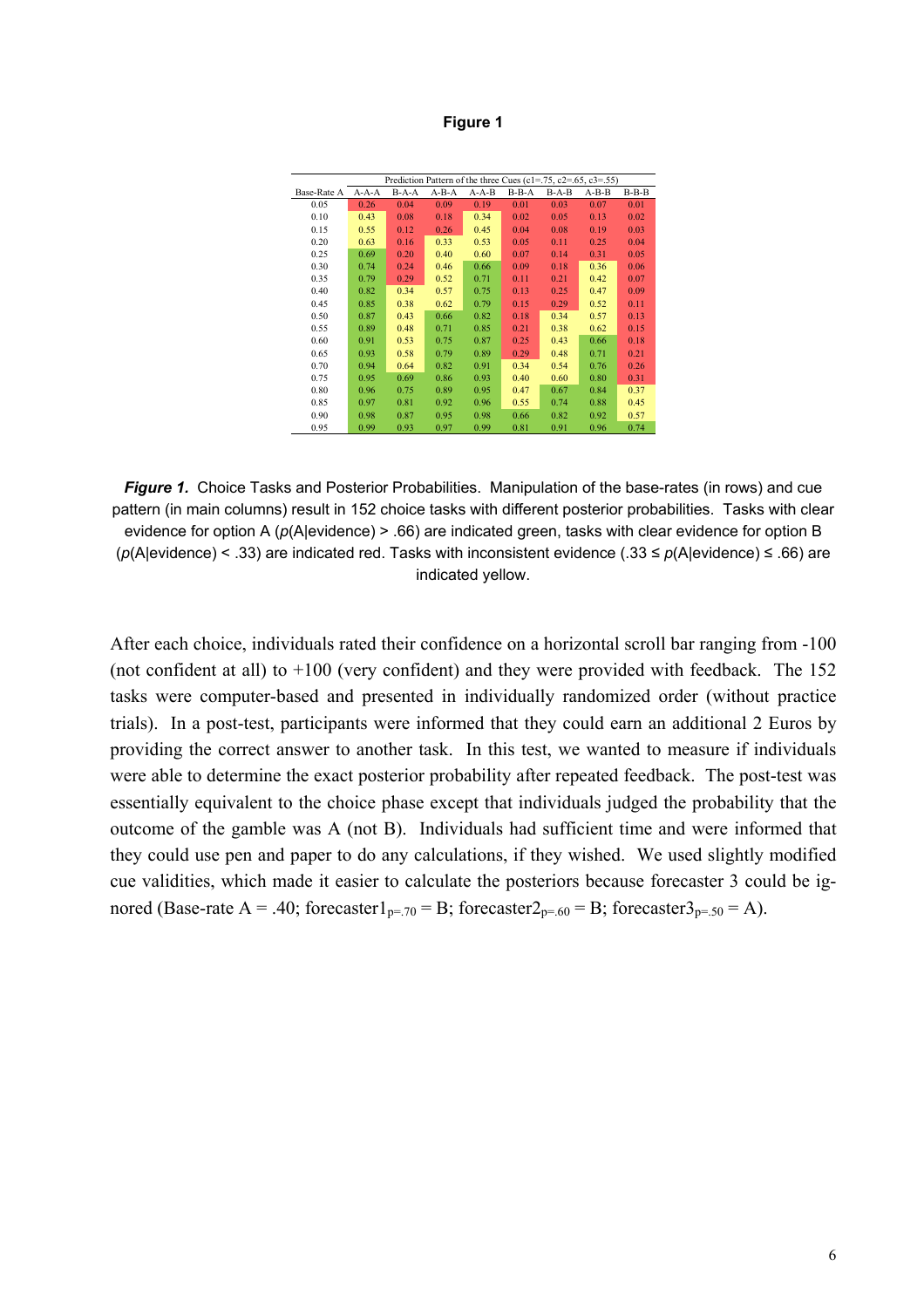**Figure 1**

| | Prediction Pattern of the three Cues (c1=.75, c2=.65, c3=.55) | | | | | | | |
|---|---|---|---|---|---|---|---|---|
| Base-Rate A | A-A-A | B-A-A | A-B-A | A-A-B | B-B-A | B-A-B | A-B-B | B-B-B |
| 0.05 | 0.26 | 0.04 | 0.09 | 0.19 | 0.01 | 0.03 | 0.07 | 0.01 |
| 0.10 | 0.43 | 0.08 | 0.18 | 0.34 | 0.02 | 0.05 | 0.13 | 0.02 |
| 0.15 | 0.55 | 0.12 | 0.26 | 0.45 | 0.04 | 0.08 | 0.19 | 0.03 |
| 0.20 | 0.63 | 0.16 | 0.33 | 0.53 | 0.05 | 0.11 | 0.25 | 0.04 |
| 0.25 | 0.69 | 0.20 | 0.40 | 0.60 | 0.07 | 0.14 | 0.31 | 0.05 |
| 0.30 | 0.74 | 0.24 | 0.46 | 0.66 | 0.09 | 0.18 | 0.36 | 0.06 |
| 0.35 | 0.79 | 0.29 | 0.52 | 0.71 | 0.11 | 0.21 | 0.42 | 0.07 |
| 0.40 | 0.82 | 0.34 | 0.57 | 0.75 | 0.13 | 0.25 | 0.47 | 0.09 |
| 0.45 | 0.85 | 0.38 | 0.62 | 0.79 | 0.15 | 0.29 | 0.52 | 0.11 |
| 0.50 | 0.87 | 0.43 | 0.66 | 0.82 | 0.18 | 0.34 | 0.57 | 0.13 |
| 0.55 | 0.89 | 0.48 | 0.71 | 0.85 | 0.21 | 0.38 | 0.62 | 0.15 |
| 0.60 | 0.91 | 0.53 | 0.75 | 0.87 | 0.25 | 0.43 | 0.66 | 0.18 |
| 0.65 | 0.93 | 0.58 | 0.79 | 0.89 | 0.29 | 0.48 | 0.71 | 0.21 |
| 0.70 | 0.94 | 0.64 | 0.82 | 0.91 | 0.34 | 0.54 | 0.76 | 0.26 |
| 0.75 | 0.95 | 0.69 | 0.86 | 0.93 | 0.40 | 0.60 | 0.80 | 0.31 |
| 0.80 | 0.96 | 0.75 | 0.89 | 0.95 | 0.47 | 0.67 | 0.84 | 0.37 |
| 0.85 | 0.97 | 0.81 | 0.92 | 0.96 | 0.55 | 0.74 | 0.88 | 0.45 |
| 0.90 | 0.98 | 0.87 | 0.95 | 0.98 | 0.66 | 0.82 | 0.92 | 0.57 |
| 0.95 | 0.99 | 0.93 | 0.97 | 0.99 | 0.81 | 0.91 | 0.96 | 0.74 |

***Figure 1.*** Choice Tasks and Posterior Probabilities. Manipulation of the base-rates (in rows) and cue pattern (in main columns) result in 152 choice tasks with different posterior probabilities. Tasks with clear evidence for option A ($p$(A|evidence) > .66) are indicated green, tasks with clear evidence for option B ($p$(A|evidence) < .33) are indicated red. Tasks with inconsistent evidence (.33 ≤ $p$(A|evidence) ≤ .66) are indicated yellow.

After each choice, individuals rated their confidence on a horizontal scroll bar ranging from -100 (not confident at all) to +100 (very confident) and they were provided with feedback. The 152 tasks were computer-based and presented in individually randomized order (without practice trials). In a post-test, participants were informed that they could earn an additional 2 Euros by providing the correct answer to another task. In this test, we wanted to measure if individuals were able to determine the exact posterior probability after repeated feedback. The post-test was essentially equivalent to the choice phase except that individuals judged the probability that the outcome of the gamble was A (not B). Individuals had sufficient time and were informed that they could use pen and paper to do any calculations, if they wished. We used slightly modified cue validities, which made it easier to calculate the posteriors because forecaster 3 could be ignored (Base-rate A = .40; $\text{forecaster1}_{p=.70}$ = B; $\text{forecaster2}_{p=.60}$ = B; $\text{forecaster3}_{p=.50}$ = A).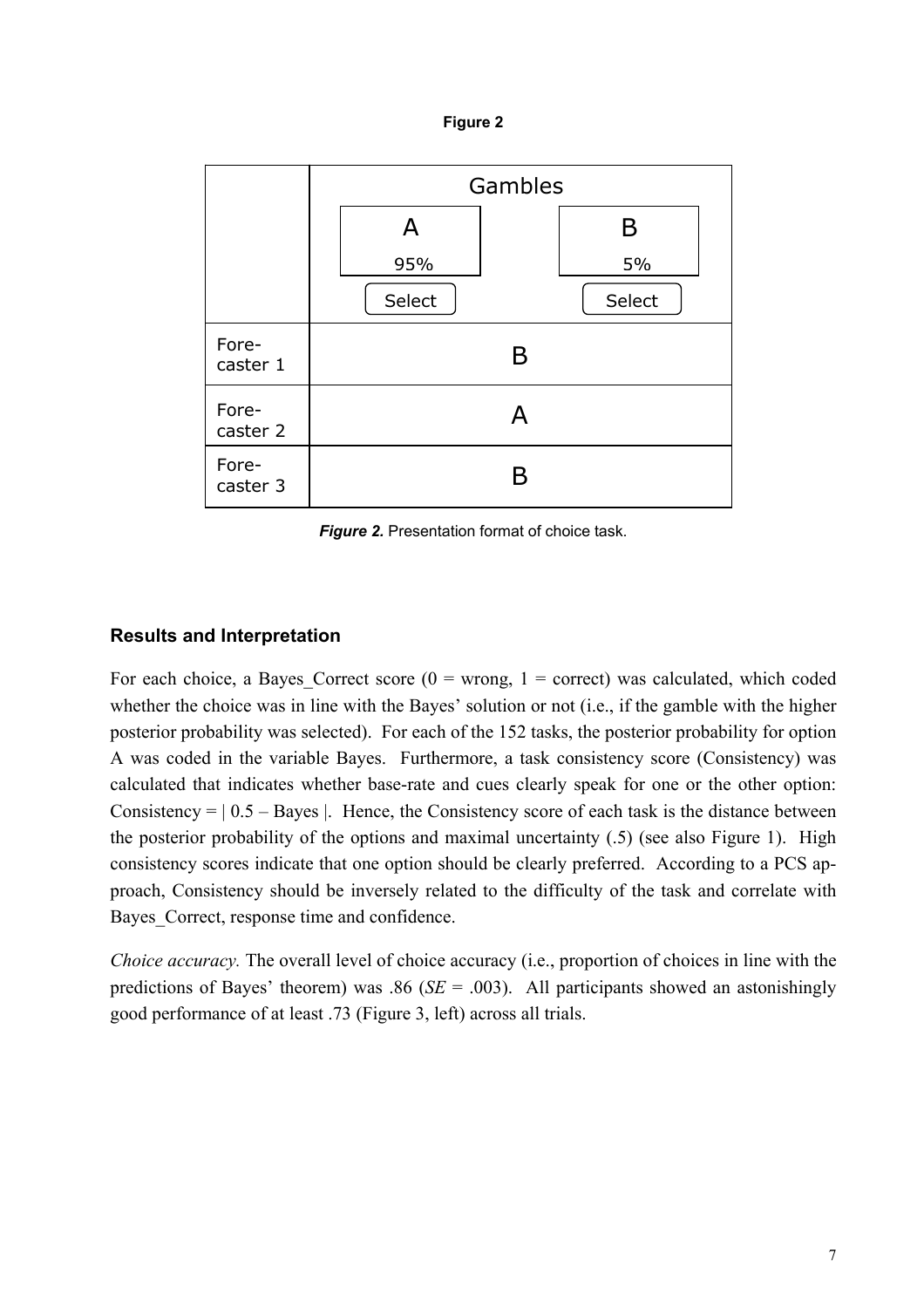**Figure 2**

| | Gambles | |
|---|---|---|
| | A<br>95%<br>Select | B<br>5%<br>Select |
| Fore-caster 1 | B | |
| Fore-caster 2 | A | |
| Fore-caster 3 | B | |

***Figure 2.*** Presentation format of choice task.

## Results and Interpretation

For each choice, a Bayes_Correct score (0 = wrong, 1 = correct) was calculated, which coded whether the choice was in line with the Bayes' solution or not (i.e., if the gamble with the higher posterior probability was selected). For each of the 152 tasks, the posterior probability for option A was coded in the variable Bayes. Furthermore, a task consistency score (Consistency) was calculated that indicates whether base-rate and cues clearly speak for one or the other option: Consistency = | 0.5 – Bayes |. Hence, the Consistency score of each task is the distance between the posterior probability of the options and maximal uncertainty (.5) (see also Figure 1). High consistency scores indicate that one option should be clearly preferred. According to a PCS approach, Consistency should be inversely related to the difficulty of the task and correlate with Bayes_Correct, response time and confidence.

*Choice accuracy.* The overall level of choice accuracy (i.e., proportion of choices in line with the predictions of Bayes' theorem) was .86 (*SE* = .003). All participants showed an astonishingly good performance of at least .73 (Figure 3, left) across all trials.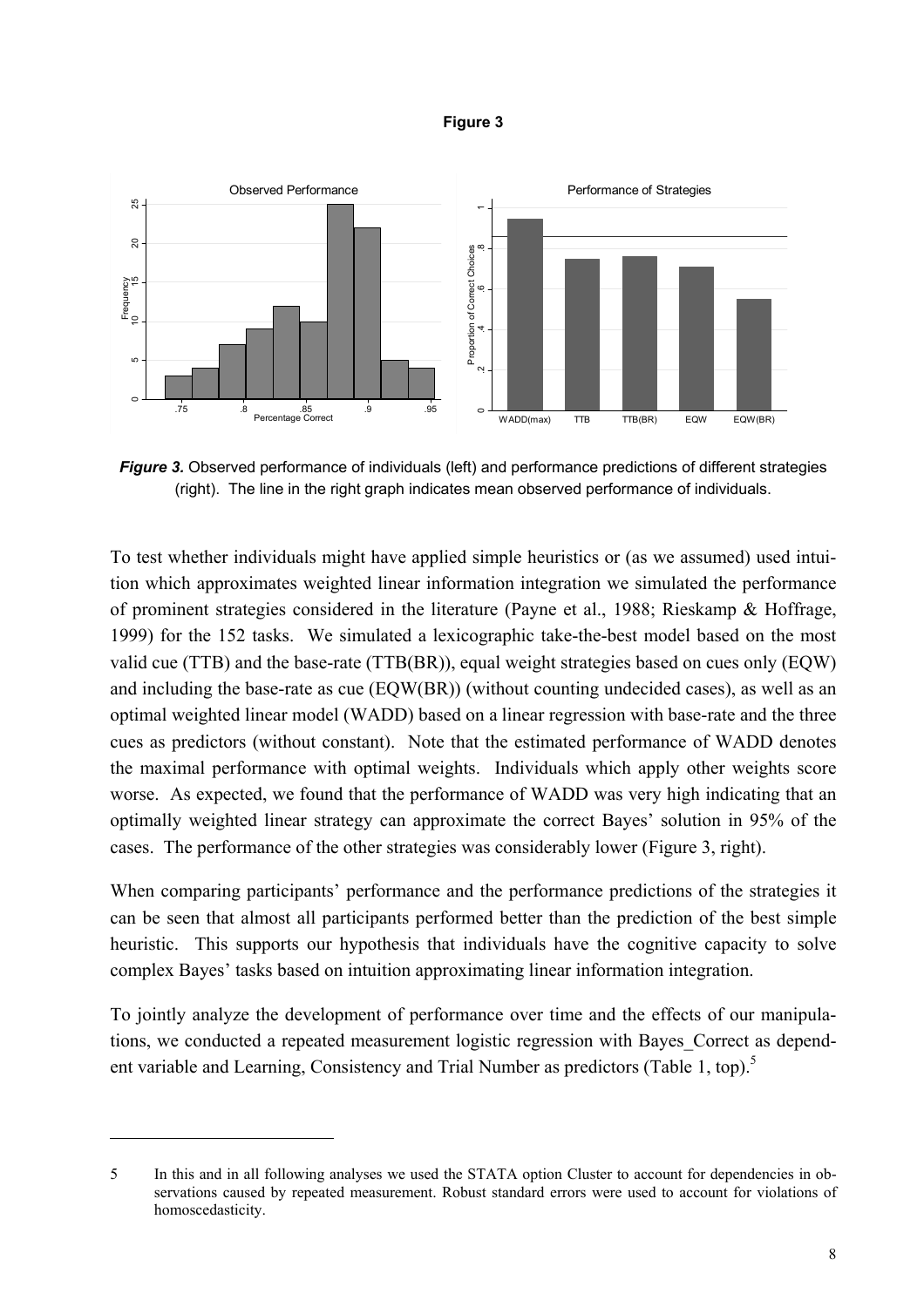**Figure 3**

*Figure 3.* Observed performance of individuals (left) and performance predictions of different strategies (right). The line in the right graph indicates mean observed performance of individuals.

To test whether individuals might have applied simple heuristics or (as we assumed) used intuition which approximates weighted linear information integration we simulated the performance of prominent strategies considered in the literature (Payne et al., 1988; Rieskamp & Hoffrage, 1999) for the 152 tasks. We simulated a lexicographic take-the-best model based on the most valid cue (TTB) and the base-rate (TTB(BR)), equal weight strategies based on cues only (EQW) and including the base-rate as cue (EQW(BR)) (without counting undecided cases), as well as an optimal weighted linear model (WADD) based on a linear regression with base-rate and the three cues as predictors (without constant). Note that the estimated performance of WADD denotes the maximal performance with optimal weights. Individuals which apply other weights score worse. As expected, we found that the performance of WADD was very high indicating that an optimally weighted linear strategy can approximate the correct Bayes' solution in 95% of the cases. The performance of the other strategies was considerably lower (Figure 3, right).

When comparing participants' performance and the performance predictions of the strategies it can be seen that almost all participants performed better than the prediction of the best simple heuristic. This supports our hypothesis that individuals have the cognitive capacity to solve complex Bayes' tasks based on intuition approximating linear information integration.

To jointly analyze the development of performance over time and the effects of our manipulations, we conducted a repeated measurement logistic regression with Bayes_Correct as dependent variable and Learning, Consistency and Trial Number as predictors (Table 1, top).[5]

---

[5] In this and in all following analyses we used the STATA option Cluster to account for dependencies in observations caused by repeated measurement. Robust standard errors were used to account for violations of homoscedasticity.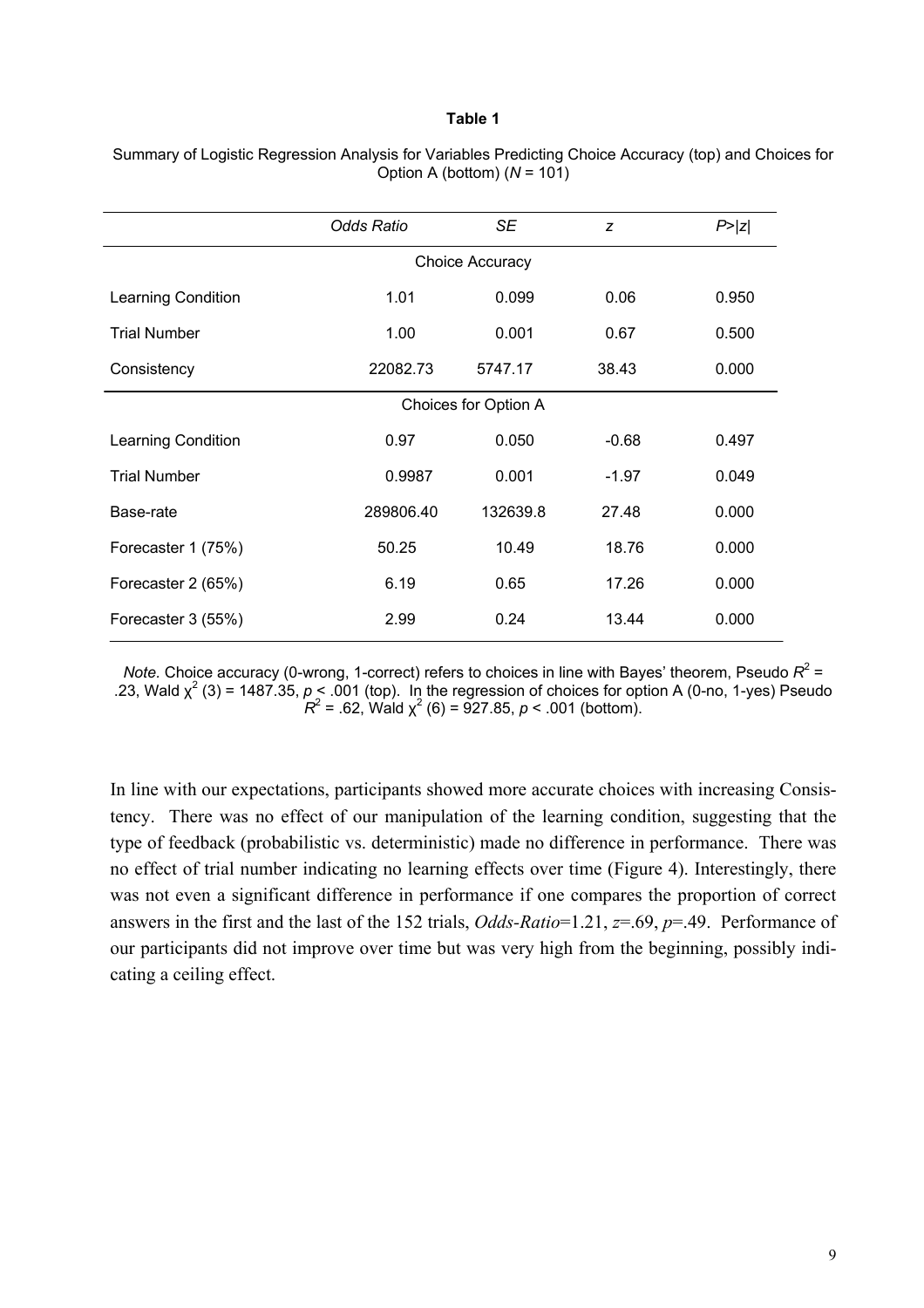**Table 1**

Summary of Logistic Regression Analysis for Variables Predicting Choice Accuracy (top) and Choices for Option A (bottom) (*N* = 101)

| | *Odds Ratio* | *SE* | *z* | *P>\|z\|* |
|---|---|---|---|---|
| | | Choice Accuracy | | |
| Learning Condition | 1.01 | 0.099 | 0.06 | 0.950 |
| Trial Number | 1.00 | 0.001 | 0.67 | 0.500 |
| Consistency | 22082.73 | 5747.17 | 38.43 | 0.000 |
| | | Choices for Option A | | |
| Learning Condition | 0.97 | 0.050 | -0.68 | 0.497 |
| Trial Number | 0.9987 | 0.001 | -1.97 | 0.049 |
| Base-rate | 289806.40 | 132639.8 | 27.48 | 0.000 |
| Forecaster 1 (75%) | 50.25 | 10.49 | 18.76 | 0.000 |
| Forecaster 2 (65%) | 6.19 | 0.65 | 17.26 | 0.000 |
| Forecaster 3 (55%) | 2.99 | 0.24 | 13.44 | 0.000 |

*Note.* Choice accuracy (0-wrong, 1-correct) refers to choices in line with Bayes' theorem, Pseudo $R^2$ = .23, Wald $\chi^2$ (3) = 1487.35, $p$ < .001 (top). In the regression of choices for option A (0-no, 1-yes) Pseudo $R^2$ = .62, Wald $\chi^2$ (6) = 927.85, $p$ < .001 (bottom).

In line with our expectations, participants showed more accurate choices with increasing Consistency. There was no effect of our manipulation of the learning condition, suggesting that the type of feedback (probabilistic vs. deterministic) made no difference in performance. There was no effect of trial number indicating no learning effects over time (Figure 4). Interestingly, there was not even a significant difference in performance if one compares the proportion of correct answers in the first and the last of the 152 trials, *Odds-Ratio*=1.21, *z*=.69, *p*=.49. Performance of our participants did not improve over time but was very high from the beginning, possibly indicating a ceiling effect.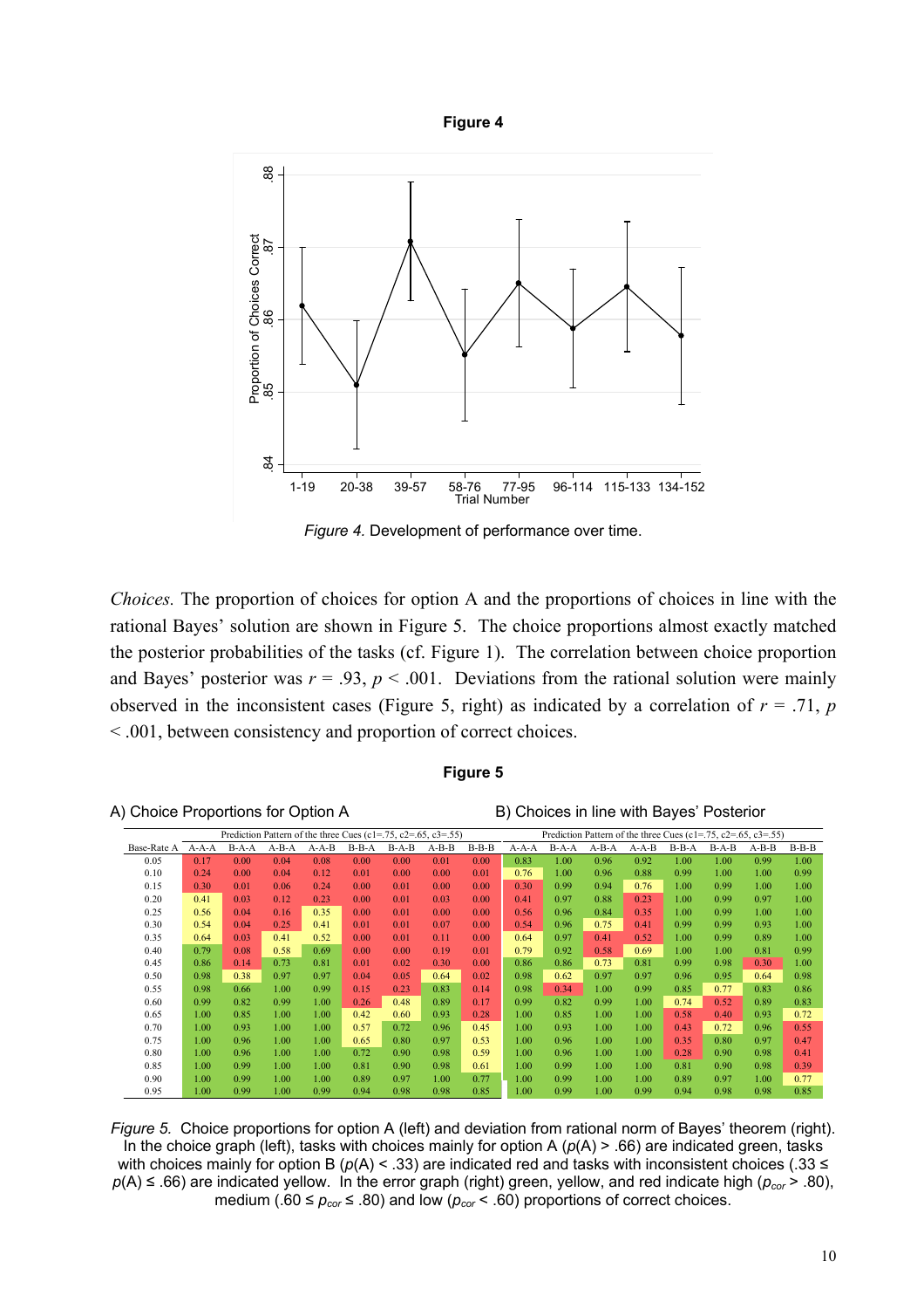**Figure 4**

*Figure 4.* Development of performance over time.

*Choices.* The proportion of choices for option A and the proportions of choices in line with the rational Bayes' solution are shown in Figure 5. The choice proportions almost exactly matched the posterior probabilities of the tasks (cf. Figure 1). The correlation between choice proportion and Bayes' posterior was $r = .93$, $p < .001$. Deviations from the rational solution were mainly observed in the inconsistent cases (Figure 5, right) as indicated by a correlation of $r = .71$, $p < .001$, between consistency and proportion of correct choices.

**Figure 5**

A) Choice Proportions for Option A

| | Prediction Pattern of the three Cues (c1=.75, c2=.65, c3=.55) | | | | | | | |
|---|---|---|---|---|---|---|---|---|
| Base-Rate A | A-A-A | B-A-A | A-B-A | A-A-B | B-B-A | B-A-B | A-B-B | B-B-B |
| 0.05 | 0.17 | 0.00 | 0.04 | 0.08 | 0.00 | 0.00 | 0.01 | 0.00 |
| 0.10 | 0.24 | 0.00 | 0.04 | 0.12 | 0.01 | 0.00 | 0.00 | 0.01 |
| 0.15 | 0.30 | 0.01 | 0.06 | 0.24 | 0.00 | 0.01 | 0.00 | 0.00 |
| 0.20 | 0.41 | 0.03 | 0.12 | 0.23 | 0.00 | 0.01 | 0.03 | 0.00 |
| 0.25 | 0.56 | 0.04 | 0.16 | 0.35 | 0.00 | 0.01 | 0.00 | 0.00 |
| 0.30 | 0.54 | 0.04 | 0.25 | 0.41 | 0.01 | 0.01 | 0.07 | 0.00 |
| 0.35 | 0.64 | 0.03 | 0.41 | 0.52 | 0.00 | 0.01 | 0.11 | 0.00 |
| 0.40 | 0.79 | 0.08 | 0.58 | 0.69 | 0.00 | 0.00 | 0.19 | 0.01 |
| 0.45 | 0.86 | 0.14 | 0.73 | 0.81 | 0.01 | 0.02 | 0.30 | 0.00 |
| 0.50 | 0.98 | 0.38 | 0.97 | 0.97 | 0.04 | 0.05 | 0.64 | 0.02 |
| 0.55 | 0.98 | 0.66 | 1.00 | 0.99 | 0.15 | 0.23 | 0.83 | 0.14 |
| 0.60 | 0.99 | 0.82 | 0.99 | 1.00 | 0.26 | 0.48 | 0.89 | 0.17 |
| 0.65 | 1.00 | 0.85 | 1.00 | 1.00 | 0.42 | 0.60 | 0.93 | 0.28 |
| 0.70 | 1.00 | 0.93 | 1.00 | 1.00 | 0.57 | 0.72 | 0.96 | 0.45 |
| 0.75 | 1.00 | 0.96 | 1.00 | 1.00 | 0.65 | 0.80 | 0.97 | 0.53 |
| 0.80 | 1.00 | 0.96 | 1.00 | 1.00 | 0.72 | 0.90 | 0.98 | 0.59 |
| 0.85 | 1.00 | 0.99 | 1.00 | 1.00 | 0.81 | 0.90 | 0.98 | 0.61 |
| 0.90 | 1.00 | 0.99 | 1.00 | 1.00 | 0.89 | 0.97 | 1.00 | 0.77 |
| 0.95 | 1.00 | 0.99 | 1.00 | 0.99 | 0.94 | 0.98 | 0.98 | 0.85 |

B) Choices in line with Bayes' Posterior

| | Prediction Pattern of the three Cues (c1=.75, c2=.65, c3=.55) | | | | | | | |
|---|---|---|---|---|---|---|---|---|
| Base-Rate A | A-A-A | B-A-A | A-B-A | A-A-B | B-B-A | B-A-B | A-B-B | B-B-B |
| 0.05 | 0.83 | 1.00 | 0.96 | 0.92 | 1.00 | 1.00 | 0.99 | 1.00 |
| 0.10 | 0.76 | 1.00 | 0.96 | 0.88 | 0.99 | 1.00 | 1.00 | 0.99 |
| 0.15 | 0.30 | 0.99 | 0.94 | 0.76 | 1.00 | 0.99 | 1.00 | 1.00 |
| 0.20 | 0.41 | 0.97 | 0.88 | 0.23 | 1.00 | 0.99 | 0.97 | 1.00 |
| 0.25 | 0.56 | 0.96 | 0.84 | 0.35 | 1.00 | 0.99 | 1.00 | 1.00 |
| 0.30 | 0.54 | 0.96 | 0.75 | 0.41 | 0.99 | 0.99 | 0.93 | 1.00 |
| 0.35 | 0.64 | 0.97 | 0.41 | 0.52 | 1.00 | 0.99 | 0.89 | 1.00 |
| 0.40 | 0.79 | 0.92 | 0.58 | 0.69 | 1.00 | 1.00 | 0.81 | 0.99 |
| 0.45 | 0.86 | 0.86 | 0.73 | 0.81 | 0.99 | 0.98 | 0.30 | 1.00 |
| 0.50 | 0.98 | 0.62 | 0.97 | 0.97 | 0.96 | 0.95 | 0.64 | 0.98 |
| 0.55 | 0.98 | 0.34 | 1.00 | 0.99 | 0.85 | 0.77 | 0.83 | 0.86 |
| 0.60 | 0.99 | 0.82 | 0.99 | 1.00 | 0.74 | 0.52 | 0.89 | 0.83 |
| 0.65 | 1.00 | 0.85 | 1.00 | 1.00 | 0.58 | 0.40 | 0.93 | 0.72 |
| 0.70 | 1.00 | 0.93 | 1.00 | 1.00 | 0.43 | 0.72 | 0.96 | 0.55 |
| 0.75 | 1.00 | 0.96 | 1.00 | 1.00 | 0.35 | 0.80 | 0.97 | 0.47 |
| 0.80 | 1.00 | 0.96 | 1.00 | 1.00 | 0.28 | 0.90 | 0.98 | 0.41 |
| 0.85 | 1.00 | 0.99 | 1.00 | 1.00 | 0.81 | 0.90 | 0.98 | 0.39 |
| 0.90 | 1.00 | 0.99 | 1.00 | 1.00 | 0.89 | 0.97 | 1.00 | 0.77 |
| 0.95 | 1.00 | 0.99 | 1.00 | 0.99 | 0.94 | 0.98 | 0.98 | 0.85 |

*Figure 5.* Choice proportions for option A (left) and deviation from rational norm of Bayes' theorem (right). In the choice graph (left), tasks with choices mainly for option A ($p(A) > .66$) are indicated green, tasks with choices mainly for option B ($p(A) < .33$) are indicated red and tasks with inconsistent choices ($.33 \leq p(A) \leq .66$) are indicated yellow. In the error graph (right) green, yellow, and red indicate high ($p_{cor} > .80$), medium ($.60 \leq p_{cor} \leq .80$) and low ($p_{cor} < .60$) proportions of correct choices.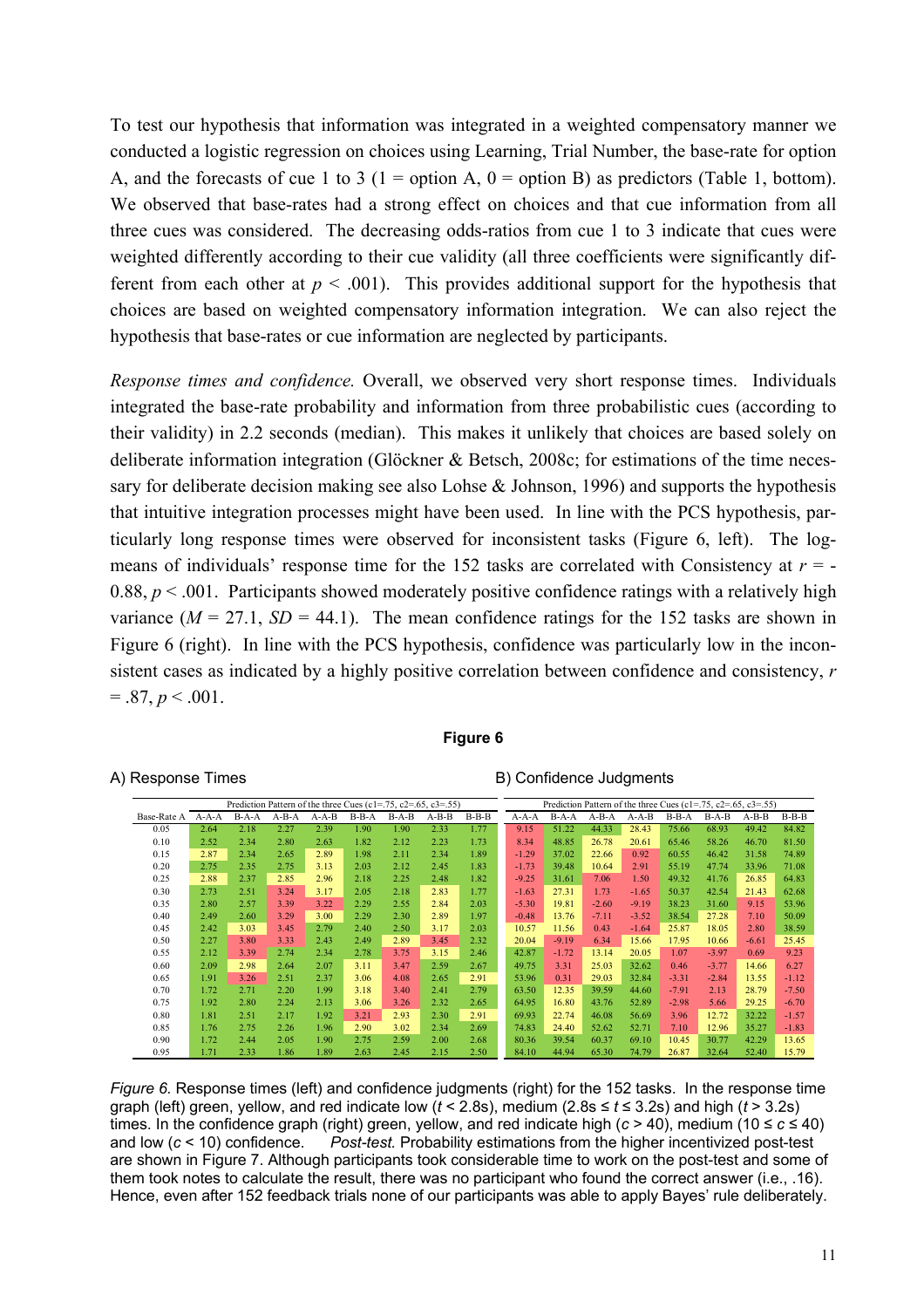To test our hypothesis that information was integrated in a weighted compensatory manner we conducted a logistic regression on choices using Learning, Trial Number, the base-rate for option A, and the forecasts of cue 1 to 3 (1 = option A, 0 = option B) as predictors (Table 1, bottom). We observed that base-rates had a strong effect on choices and that cue information from all three cues was considered. The decreasing odds-ratios from cue 1 to 3 indicate that cues were weighted differently according to their cue validity (all three coefficients were significantly different from each other at $p < .001$). This provides additional support for the hypothesis that choices are based on weighted compensatory information integration. We can also reject the hypothesis that base-rates or cue information are neglected by participants.

*Response times and confidence.* Overall, we observed very short response times. Individuals integrated the base-rate probability and information from three probabilistic cues (according to their validity) in 2.2 seconds (median). This makes it unlikely that choices are based solely on deliberate information integration (Glöckner & Betsch, 2008c; for estimations of the time necessary for deliberate decision making see also Lohse & Johnson, 1996) and supports the hypothesis that intuitive integration processes might have been used. In line with the PCS hypothesis, particularly long response times were observed for inconsistent tasks (Figure 6, left). The log-means of individuals' response time for the 152 tasks are correlated with Consistency at $r = -0.88$, $p < .001$. Participants showed moderately positive confidence ratings with a relatively high variance ($M = 27.1$, $SD = 44.1$). The mean confidence ratings for the 152 tasks are shown in Figure 6 (right). In line with the PCS hypothesis, confidence was particularly low in the inconsistent cases as indicated by a highly positive correlation between confidence and consistency, $r = .87$, $p < .001$.

**Figure 6**

A) Response Times

| | Prediction Pattern of the three Cues (c1=.75, c2=.65, c3=.55) | | | | | | | |
|---|---|---|---|---|---|---|---|---|
| Base-Rate A | A-A-A | B-A-A | A-B-A | A-A-B | B-B-A | B-A-B | A-B-B | B-B-B |
| 0.05 | 2.64 | 2.18 | 2.27 | 2.39 | 1.90 | 1.90 | 2.33 | 1.77 |
| 0.10 | 2.52 | 2.34 | 2.80 | 2.63 | 1.82 | 2.12 | 2.23 | 1.73 |
| 0.15 | 2.87 | 2.34 | 2.65 | 2.89 | 1.98 | 2.11 | 2.34 | 1.89 |
| 0.20 | 2.75 | 2.35 | 2.75 | 3.13 | 2.03 | 2.12 | 2.45 | 1.83 |
| 0.25 | 2.88 | 2.37 | 2.85 | 2.96 | 2.18 | 2.25 | 2.48 | 1.82 |
| 0.30 | 2.73 | 2.51 | 3.24 | 3.17 | 2.05 | 2.18 | 2.83 | 1.77 |
| 0.35 | 2.80 | 2.57 | 3.39 | 3.22 | 2.29 | 2.55 | 2.84 | 2.03 |
| 0.40 | 2.49 | 2.60 | 3.29 | 3.00 | 2.29 | 2.30 | 2.89 | 1.97 |
| 0.45 | 2.42 | 3.03 | 3.45 | 2.79 | 2.40 | 2.50 | 3.17 | 2.03 |
| 0.50 | 2.27 | 3.80 | 3.33 | 2.43 | 2.49 | 2.89 | 3.45 | 2.32 |
| 0.55 | 2.12 | 3.39 | 2.74 | 2.34 | 2.78 | 3.75 | 3.15 | 2.46 |
| 0.60 | 2.09 | 2.98 | 2.64 | 2.07 | 3.11 | 3.47 | 2.59 | 2.67 |
| 0.65 | 1.91 | 3.26 | 2.51 | 2.37 | 3.06 | 4.08 | 2.65 | 2.91 |
| 0.70 | 1.72 | 2.71 | 2.20 | 1.99 | 3.18 | 3.40 | 2.41 | 2.79 |
| 0.75 | 1.92 | 2.80 | 2.24 | 2.13 | 3.06 | 3.26 | 2.32 | 2.65 |
| 0.80 | 1.81 | 2.51 | 2.17 | 1.92 | 3.21 | 2.93 | 2.30 | 2.91 |
| 0.85 | 1.76 | 2.75 | 2.26 | 1.96 | 2.90 | 3.02 | 2.34 | 2.69 |
| 0.90 | 1.72 | 2.44 | 2.05 | 1.90 | 2.75 | 2.59 | 2.00 | 2.68 |
| 0.95 | 1.71 | 2.33 | 1.86 | 1.89 | 2.63 | 2.45 | 2.15 | 2.50 |

B) Confidence Judgments

| | Prediction Pattern of the three Cues (c1=.75, c2=.65, c3=.55) | | | | | | | |
|---|---|---|---|---|---|---|---|---|
| Base-Rate A | A-A-A | B-A-A | A-B-A | A-A-B | B-B-A | B-A-B | A-B-B | B-B-B |
| 0.05 | 9.15 | 51.22 | 44.33 | 28.43 | 75.66 | 68.93 | 49.42 | 84.82 |
| 0.10 | 8.34 | 48.85 | 26.78 | 20.61 | 65.46 | 58.26 | 46.70 | 81.50 |
| 0.15 | -1.29 | 37.02 | 22.66 | 0.92 | 60.55 | 46.42 | 31.58 | 74.89 |
| 0.20 | -1.73 | 39.48 | 10.64 | 2.91 | 55.19 | 47.74 | 33.96 | 71.08 |
| 0.25 | -9.25 | 31.61 | 7.06 | 1.50 | 49.32 | 41.76 | 26.85 | 64.83 |
| 0.30 | -1.63 | 27.31 | 1.73 | -1.65 | 50.37 | 42.54 | 21.43 | 62.68 |
| 0.35 | -5.30 | 19.81 | -2.60 | -9.19 | 38.23 | 31.60 | 9.15 | 53.96 |
| 0.40 | -0.48 | 13.76 | -7.11 | -3.52 | 38.54 | 27.28 | 7.10 | 50.09 |
| 0.45 | 10.57 | 11.56 | 0.43 | -1.64 | 25.87 | 18.05 | 2.80 | 38.59 |
| 0.50 | 20.04 | -9.19 | 6.34 | 15.66 | 17.95 | 10.66 | -6.61 | 25.45 |
| 0.55 | 42.87 | -1.72 | 13.14 | 20.05 | 1.07 | -3.97 | 0.69 | 9.23 |
| 0.60 | 49.75 | 3.31 | 25.03 | 32.62 | 0.46 | -3.77 | 14.66 | 6.27 |
| 0.65 | 53.96 | 0.31 | 29.03 | 32.84 | -3.31 | -2.84 | 13.55 | -1.12 |
| 0.70 | 63.50 | 12.35 | 39.59 | 44.60 | -7.91 | 2.13 | 28.79 | -7.50 |
| 0.75 | 64.95 | 16.80 | 43.76 | 52.89 | -2.98 | 5.66 | 29.25 | -6.70 |
| 0.80 | 69.93 | 22.74 | 46.08 | 56.69 | 3.96 | 12.72 | 32.22 | -1.57 |
| 0.85 | 74.83 | 24.40 | 52.62 | 52.71 | 7.10 | 12.96 | 35.27 | -1.83 |
| 0.90 | 80.36 | 39.54 | 60.37 | 69.10 | 10.45 | 30.77 | 42.29 | 13.65 |
| 0.95 | 84.10 | 44.94 | 65.30 | 74.79 | 26.87 | 32.64 | 52.40 | 15.79 |

*Figure 6.* Response times (left) and confidence judgments (right) for the 152 tasks. In the response time graph (left) green, yellow, and red indicate low ($t < 2.8$s), medium ($2.8\text{s} \le t \le 3.2\text{s}$) and high ($t > 3.2$s) times. In the confidence graph (right) green, yellow, and red indicate high ($c > 40$), medium ($10 \le c \le 40$) and low ($c < 10$) confidence.

*Post-test.* Probability estimations from the higher incentivized post-test are shown in Figure 7. Although participants took considerable time to work on the post-test and some of them took notes to calculate the result, there was no participant who found the correct answer (i.e., .16). Hence, even after 152 feedback trials none of our participants was able to apply Bayes' rule deliberately.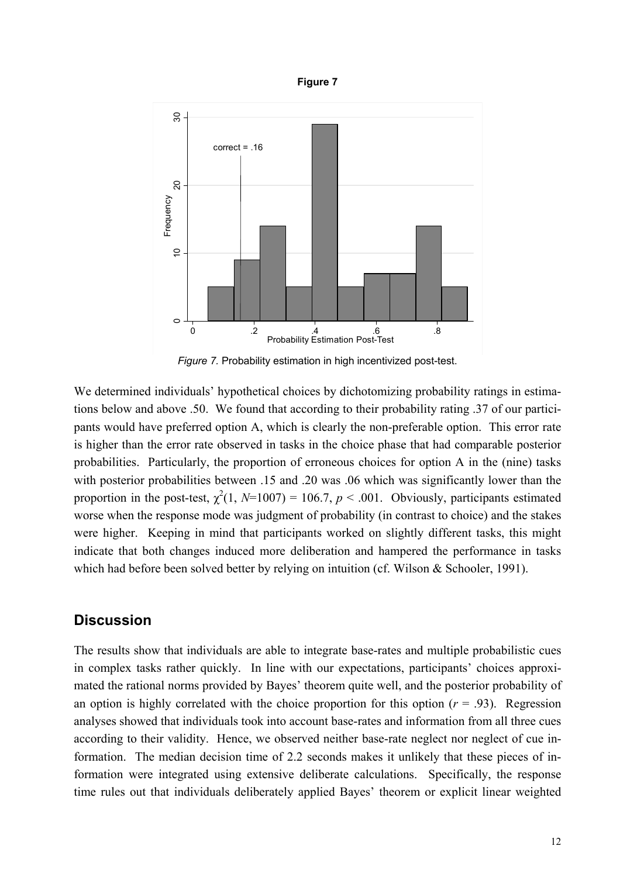**Figure 7**

*Figure 7.* Probability estimation in high incentivized post-test.

We determined individuals' hypothetical choices by dichotomizing probability ratings in estimations below and above .50. We found that according to their probability rating .37 of our participants would have preferred option A, which is clearly the non-preferable option. This error rate is higher than the error rate observed in tasks in the choice phase that had comparable posterior probabilities. Particularly, the proportion of erroneous choices for option A in the (nine) tasks with posterior probabilities between .15 and .20 was .06 which was significantly lower than the proportion in the post-test, $\chi^2(1, N=1007) = 106.7$, $p < .001$. Obviously, participants estimated worse when the response mode was judgment of probability (in contrast to choice) and the stakes were higher. Keeping in mind that participants worked on slightly different tasks, this might indicate that both changes induced more deliberation and hampered the performance in tasks which had before been solved better by relying on intuition (cf. Wilson & Schooler, 1991).

## Discussion

The results show that individuals are able to integrate base-rates and multiple probabilistic cues in complex tasks rather quickly. In line with our expectations, participants' choices approximated the rational norms provided by Bayes' theorem quite well, and the posterior probability of an option is highly correlated with the choice proportion for this option ($r = .93$). Regression analyses showed that individuals took into account base-rates and information from all three cues according to their validity. Hence, we observed neither base-rate neglect nor neglect of cue information. The median decision time of 2.2 seconds makes it unlikely that these pieces of information were integrated using extensive deliberate calculations. Specifically, the response time rules out that individuals deliberately applied Bayes' theorem or explicit linear weighted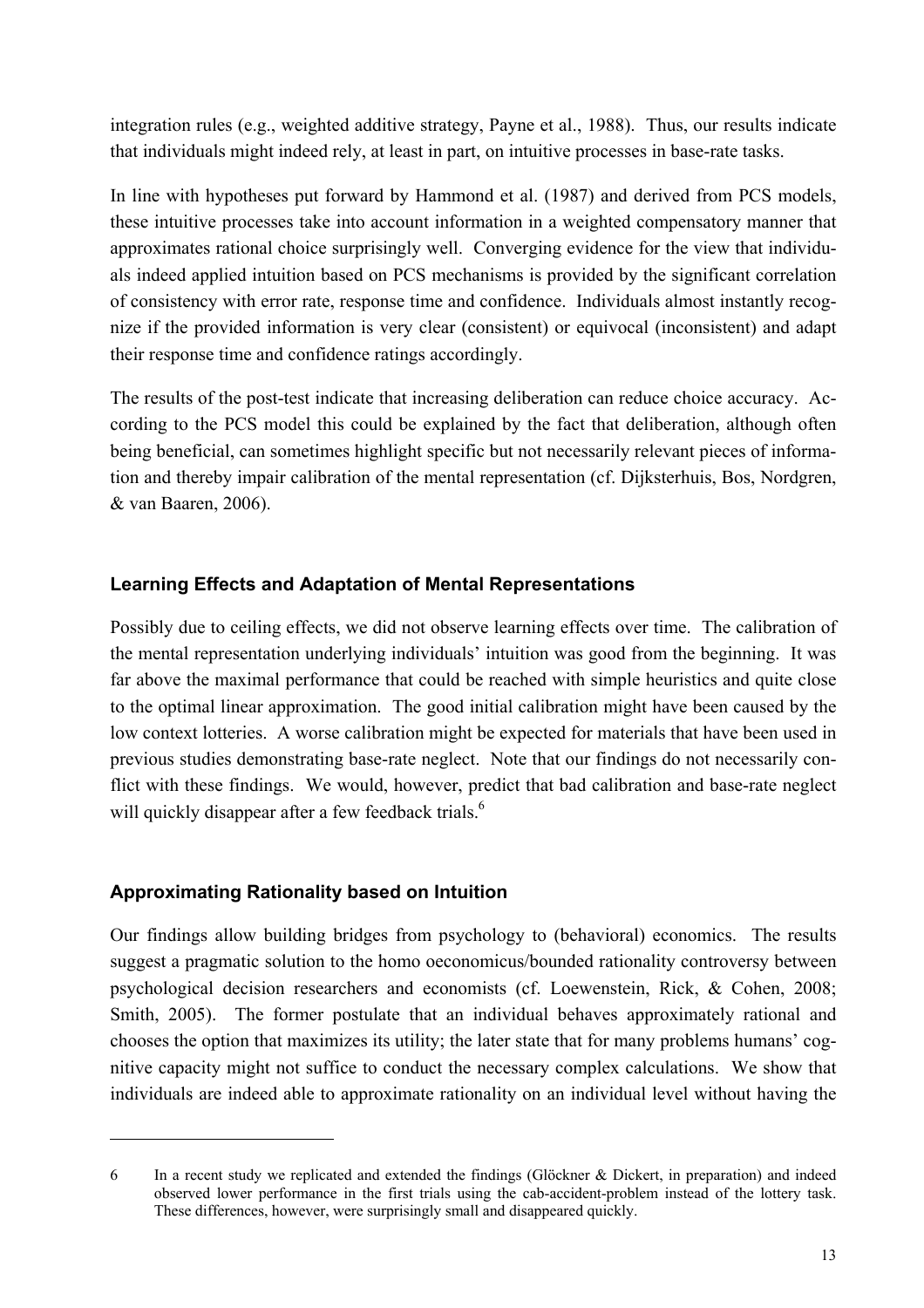integration rules (e.g., weighted additive strategy, Payne et al., 1988). Thus, our results indicate that individuals might indeed rely, at least in part, on intuitive processes in base-rate tasks.

In line with hypotheses put forward by Hammond et al. (1987) and derived from PCS models, these intuitive processes take into account information in a weighted compensatory manner that approximates rational choice surprisingly well. Converging evidence for the view that individuals indeed applied intuition based on PCS mechanisms is provided by the significant correlation of consistency with error rate, response time and confidence. Individuals almost instantly recognize if the provided information is very clear (consistent) or equivocal (inconsistent) and adapt their response time and confidence ratings accordingly.

The results of the post-test indicate that increasing deliberation can reduce choice accuracy. According to the PCS model this could be explained by the fact that deliberation, although often being beneficial, can sometimes highlight specific but not necessarily relevant pieces of information and thereby impair calibration of the mental representation (cf. Dijksterhuis, Bos, Nordgren, & van Baaren, 2006).

### Learning Effects and Adaptation of Mental Representations

Possibly due to ceiling effects, we did not observe learning effects over time. The calibration of the mental representation underlying individuals' intuition was good from the beginning. It was far above the maximal performance that could be reached with simple heuristics and quite close to the optimal linear approximation. The good initial calibration might have been caused by the low context lotteries. A worse calibration might be expected for materials that have been used in previous studies demonstrating base-rate neglect. Note that our findings do not necessarily conflict with these findings. We would, however, predict that bad calibration and base-rate neglect will quickly disappear after a few feedback trials.[6]

### Approximating Rationality based on Intuition

Our findings allow building bridges from psychology to (behavioral) economics. The results suggest a pragmatic solution to the homo oeconomicus/bounded rationality controversy between psychological decision researchers and economists (cf. Loewenstein, Rick, & Cohen, 2008; Smith, 2005). The former postulate that an individual behaves approximately rational and chooses the option that maximizes its utility; the later state that for many problems humans' cognitive capacity might not suffice to conduct the necessary complex calculations. We show that individuals are indeed able to approximate rationality on an individual level without having the

---

6 In a recent study we replicated and extended the findings (Glöckner & Dickert, in preparation) and indeed observed lower performance in the first trials using the cab-accident-problem instead of the lottery task. These differences, however, were surprisingly small and disappeared quickly.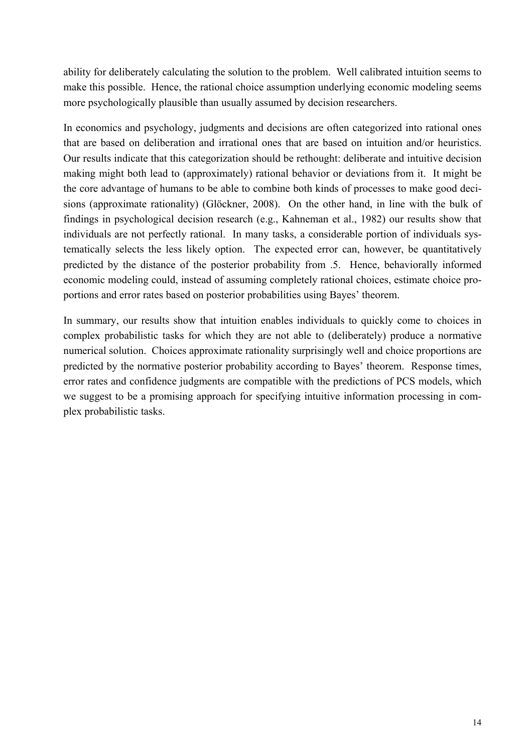ability for deliberately calculating the solution to the problem. Well calibrated intuition seems to make this possible. Hence, the rational choice assumption underlying economic modeling seems more psychologically plausible than usually assumed by decision researchers.

In economics and psychology, judgments and decisions are often categorized into rational ones that are based on deliberation and irrational ones that are based on intuition and/or heuristics. Our results indicate that this categorization should be rethought: deliberate and intuitive decision making might both lead to (approximately) rational behavior or deviations from it. It might be the core advantage of humans to be able to combine both kinds of processes to make good decisions (approximate rationality) (Glöckner, 2008). On the other hand, in line with the bulk of findings in psychological decision research (e.g., Kahneman et al., 1982) our results show that individuals are not perfectly rational. In many tasks, a considerable portion of individuals systematically selects the less likely option. The expected error can, however, be quantitatively predicted by the distance of the posterior probability from .5. Hence, behaviorally informed economic modeling could, instead of assuming completely rational choices, estimate choice proportions and error rates based on posterior probabilities using Bayes' theorem.

In summary, our results show that intuition enables individuals to quickly come to choices in complex probabilistic tasks for which they are not able to (deliberately) produce a normative numerical solution. Choices approximate rationality surprisingly well and choice proportions are predicted by the normative posterior probability according to Bayes' theorem. Response times, error rates and confidence judgments are compatible with the predictions of PCS models, which we suggest to be a promising approach for specifying intuitive information processing in complex probabilistic tasks.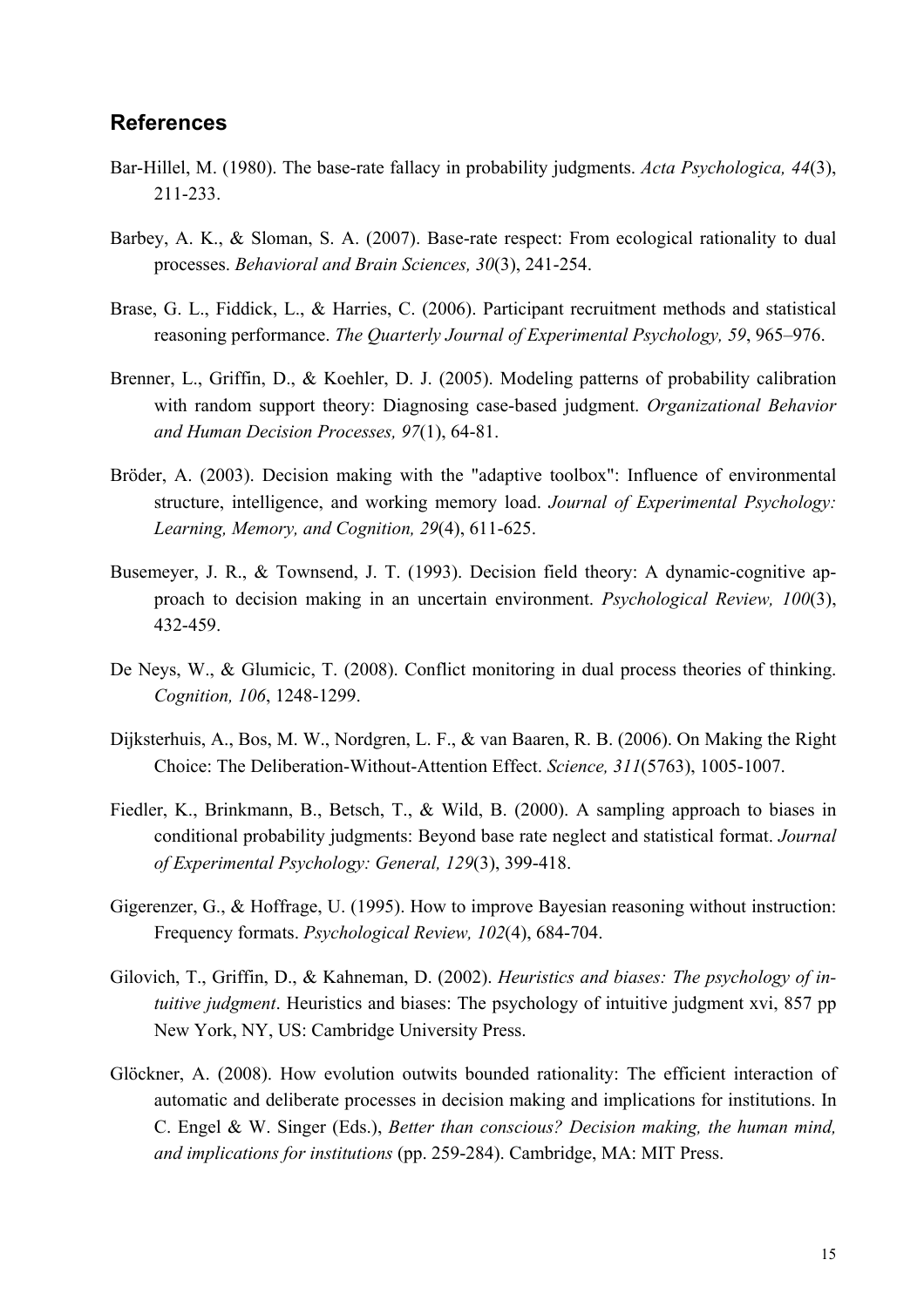## References

Bar-Hillel, M. (1980). The base-rate fallacy in probability judgments. *Acta Psychologica, 44*(3), 211-233.

Barbey, A. K., & Sloman, S. A. (2007). Base-rate respect: From ecological rationality to dual processes. *Behavioral and Brain Sciences, 30*(3), 241-254.

Brase, G. L., Fiddick, L., & Harries, C. (2006). Participant recruitment methods and statistical reasoning performance. *The Quarterly Journal of Experimental Psychology, 59*, 965–976.

Brenner, L., Griffin, D., & Koehler, D. J. (2005). Modeling patterns of probability calibration with random support theory: Diagnosing case-based judgment. *Organizational Behavior and Human Decision Processes, 97*(1), 64-81.

Bröder, A. (2003). Decision making with the "adaptive toolbox": Influence of environmental structure, intelligence, and working memory load. *Journal of Experimental Psychology: Learning, Memory, and Cognition, 29*(4), 611-625.

Busemeyer, J. R., & Townsend, J. T. (1993). Decision field theory: A dynamic-cognitive approach to decision making in an uncertain environment. *Psychological Review, 100*(3), 432-459.

De Neys, W., & Glumicic, T. (2008). Conflict monitoring in dual process theories of thinking. *Cognition, 106*, 1248-1299.

Dijksterhuis, A., Bos, M. W., Nordgren, L. F., & van Baaren, R. B. (2006). On Making the Right Choice: The Deliberation-Without-Attention Effect. *Science, 311*(5763), 1005-1007.

Fiedler, K., Brinkmann, B., Betsch, T., & Wild, B. (2000). A sampling approach to biases in conditional probability judgments: Beyond base rate neglect and statistical format. *Journal of Experimental Psychology: General, 129*(3), 399-418.

Gigerenzer, G., & Hoffrage, U. (1995). How to improve Bayesian reasoning without instruction: Frequency formats. *Psychological Review, 102*(4), 684-704.

Gilovich, T., Griffin, D., & Kahneman, D. (2002). *Heuristics and biases: The psychology of intuitive judgment*. Heuristics and biases: The psychology of intuitive judgment xvi, 857 pp New York, NY, US: Cambridge University Press.

Glöckner, A. (2008). How evolution outwits bounded rationality: The efficient interaction of automatic and deliberate processes in decision making and implications for institutions. In C. Engel & W. Singer (Eds.), *Better than conscious? Decision making, the human mind, and implications for institutions* (pp. 259-284). Cambridge, MA: MIT Press.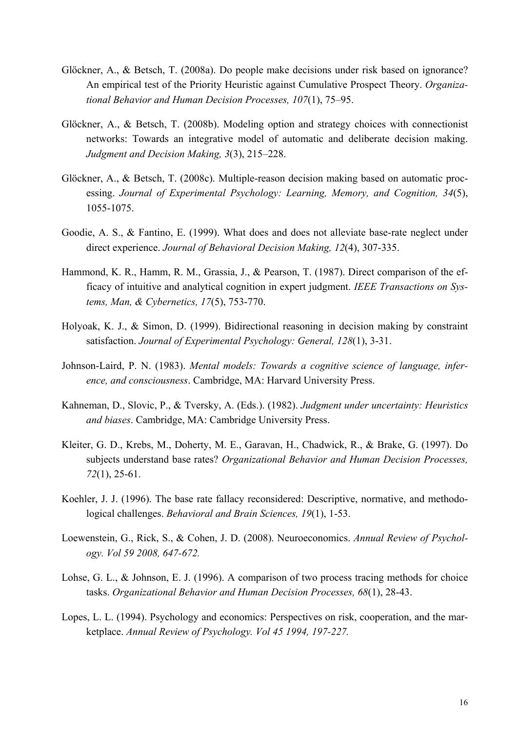Glöckner, A., & Betsch, T. (2008a). Do people make decisions under risk based on ignorance? An empirical test of the Priority Heuristic against Cumulative Prospect Theory. *Organizational Behavior and Human Decision Processes, 107*(1), 75–95.

Glöckner, A., & Betsch, T. (2008b). Modeling option and strategy choices with connectionist networks: Towards an integrative model of automatic and deliberate decision making. *Judgment and Decision Making, 3*(3), 215–228.

Glöckner, A., & Betsch, T. (2008c). Multiple-reason decision making based on automatic processing. *Journal of Experimental Psychology: Learning, Memory, and Cognition, 34*(5), 1055-1075.

Goodie, A. S., & Fantino, E. (1999). What does and does not alleviate base-rate neglect under direct experience. *Journal of Behavioral Decision Making, 12*(4), 307-335.

Hammond, K. R., Hamm, R. M., Grassia, J., & Pearson, T. (1987). Direct comparison of the efficacy of intuitive and analytical cognition in expert judgment. *IEEE Transactions on Systems, Man, & Cybernetics, 17*(5), 753-770.

Holyoak, K. J., & Simon, D. (1999). Bidirectional reasoning in decision making by constraint satisfaction. *Journal of Experimental Psychology: General, 128*(1), 3-31.

Johnson-Laird, P. N. (1983). *Mental models: Towards a cognitive science of language, inference, and consciousness*. Cambridge, MA: Harvard University Press.

Kahneman, D., Slovic, P., & Tversky, A. (Eds.). (1982). *Judgment under uncertainty: Heuristics and biases*. Cambridge, MA: Cambridge University Press.

Kleiter, G. D., Krebs, M., Doherty, M. E., Garavan, H., Chadwick, R., & Brake, G. (1997). Do subjects understand base rates? *Organizational Behavior and Human Decision Processes, 72*(1), 25-61.

Koehler, J. J. (1996). The base rate fallacy reconsidered: Descriptive, normative, and methodological challenges. *Behavioral and Brain Sciences, 19*(1), 1-53.

Loewenstein, G., Rick, S., & Cohen, J. D. (2008). Neuroeconomics. *Annual Review of Psychology. Vol 59 2008, 647-672.*

Lohse, G. L., & Johnson, E. J. (1996). A comparison of two process tracing methods for choice tasks. *Organizational Behavior and Human Decision Processes, 68*(1), 28-43.

Lopes, L. L. (1994). Psychology and economics: Perspectives on risk, cooperation, and the marketplace. *Annual Review of Psychology. Vol 45 1994, 197-227.*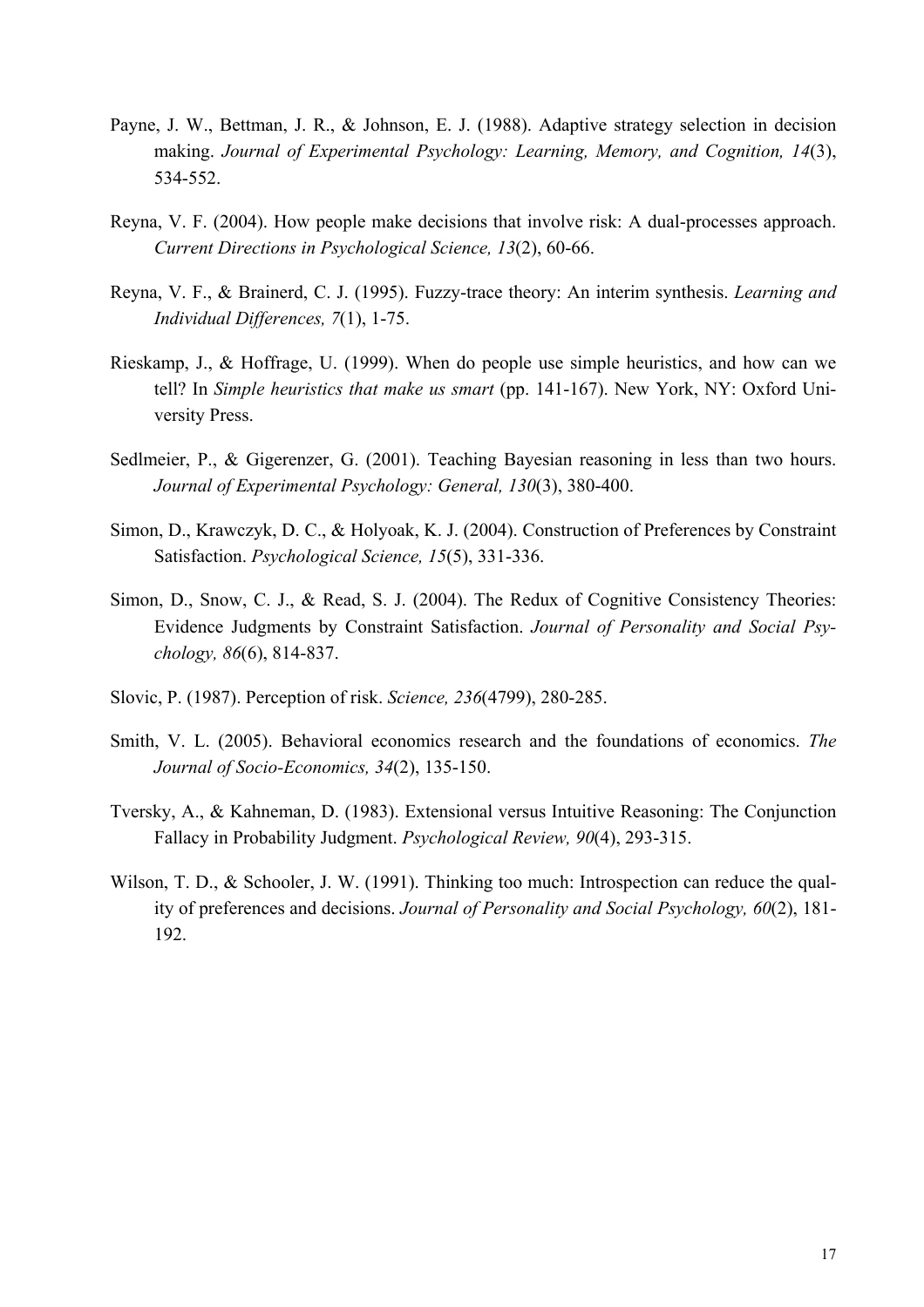Payne, J. W., Bettman, J. R., & Johnson, E. J. (1988). Adaptive strategy selection in decision making. *Journal of Experimental Psychology: Learning, Memory, and Cognition, 14*(3), 534-552.

Reyna, V. F. (2004). How people make decisions that involve risk: A dual-processes approach. *Current Directions in Psychological Science, 13*(2), 60-66.

Reyna, V. F., & Brainerd, C. J. (1995). Fuzzy-trace theory: An interim synthesis. *Learning and Individual Differences, 7*(1), 1-75.

Rieskamp, J., & Hoffrage, U. (1999). When do people use simple heuristics, and how can we tell? In *Simple heuristics that make us smart* (pp. 141-167). New York, NY: Oxford University Press.

Sedlmeier, P., & Gigerenzer, G. (2001). Teaching Bayesian reasoning in less than two hours. *Journal of Experimental Psychology: General, 130*(3), 380-400.

Simon, D., Krawczyk, D. C., & Holyoak, K. J. (2004). Construction of Preferences by Constraint Satisfaction. *Psychological Science, 15*(5), 331-336.

Simon, D., Snow, C. J., & Read, S. J. (2004). The Redux of Cognitive Consistency Theories: Evidence Judgments by Constraint Satisfaction. *Journal of Personality and Social Psychology, 86*(6), 814-837.

Slovic, P. (1987). Perception of risk. *Science, 236*(4799), 280-285.

Smith, V. L. (2005). Behavioral economics research and the foundations of economics. *The Journal of Socio-Economics, 34*(2), 135-150.

Tversky, A., & Kahneman, D. (1983). Extensional versus Intuitive Reasoning: The Conjunction Fallacy in Probability Judgment. *Psychological Review, 90*(4), 293-315.

Wilson, T. D., & Schooler, J. W. (1991). Thinking too much: Introspection can reduce the quality of preferences and decisions. *Journal of Personality and Social Psychology, 60*(2), 181-192.